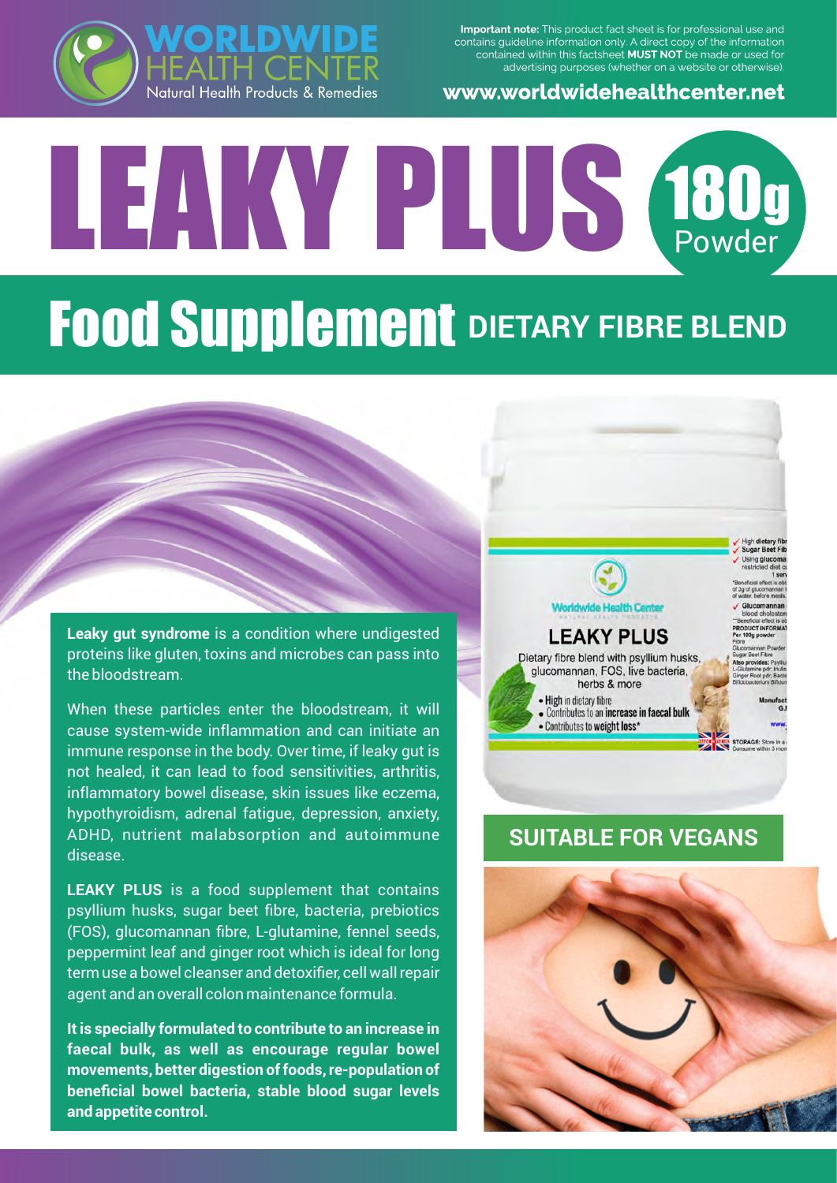**WORLDWIDE HEALTH CENTER**
Natural Health Products & Remedies

**Important note:** This product fact sheet is for professional use and contains guideline information only. A direct copy of the information contained within this factsheet **MUST NOT** be made or used for advertising purposes (whether on a website or otherwise).

**www.worldwidehealthcenter.net**

# LEAKY PLUS 180g Powder

## Food Supplement DIETARY FIBRE BLEND

**Leaky gut syndrome** is a condition where undigested proteins like gluten, toxins and microbes can pass into the bloodstream.

When these particles enter the bloodstream, it will cause system-wide inflammation and can initiate an immune response in the body. Over time, if leaky gut is not healed, it can lead to food sensitivities, arthritis, inflammatory bowel disease, skin issues like eczema, hypothyroidism, adrenal fatigue, depression, anxiety, ADHD, nutrient malabsorption and autoimmune disease.

**LEAKY PLUS** is a food supplement that contains psyllium husks, sugar beet fibre, bacteria, prebiotics (FOS), glucomannan fibre, L-glutamine, fennel seeds, peppermint leaf and ginger root which is ideal for long term use a bowel cleanser and detoxifier, cell wall repair agent and an overall colon maintenance formula.

**It is specially formulated to contribute to an increase in faecal bulk, as well as encourage regular bowel movements, better digestion of foods, re-population of beneficial bowel bacteria, stable blood sugar levels and appetite control.**

## SUITABLE FOR VEGANS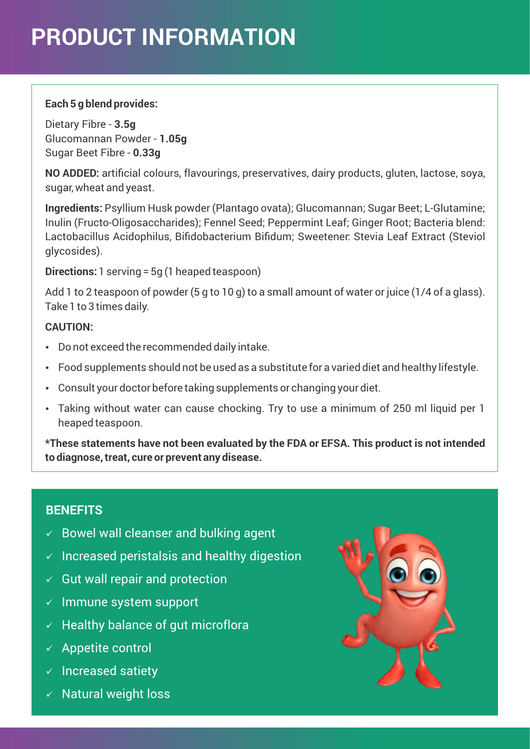# PRODUCT INFORMATION

**Each 5 g blend provides:**

Dietary Fibre - **3.5g**
Glucomannan Powder - **1.05g**
Sugar Beet Fibre - **0.33g**

**NO ADDED:** artificial colours, flavourings, preservatives, dairy products, gluten, lactose, soya, sugar, wheat and yeast.

**Ingredients:** Psyllium Husk powder (Plantago ovata); Glucomannan; Sugar Beet; L-Glutamine; Inulin (Fructo-Oligosaccharides); Fennel Seed; Peppermint Leaf; Ginger Root; Bacteria blend: Lactobacillus Acidophilus, Bifidobacterium Bifidum; Sweetener: Stevia Leaf Extract (Steviol glycosides).

**Directions:** 1 serving = 5g (1 heaped teaspoon)

Add 1 to 2 teaspoon of powder (5 g to 10 g) to a small amount of water or juice (1/4 of a glass). Take 1 to 3 times daily.

**CAUTION:**

- Do not exceed the recommended daily intake.
- Food supplements should not be used as a substitute for a varied diet and healthy lifestyle.
- Consult your doctor before taking supplements or changing your diet.
- Taking without water can cause chocking. Try to use a minimum of 250 ml liquid per 1 heaped teaspoon.

**\*These statements have not been evaluated by the FDA or EFSA. This product is not intended to diagnose, treat, cure or prevent any disease.**

## BENEFITS

- ✓ Bowel wall cleanser and bulking agent
- ✓ Increased peristalsis and healthy digestion
- ✓ Gut wall repair and protection
- ✓ Immune system support
- ✓ Healthy balance of gut microflora
- ✓ Appetite control
- ✓ Increased satiety
- ✓ Natural weight loss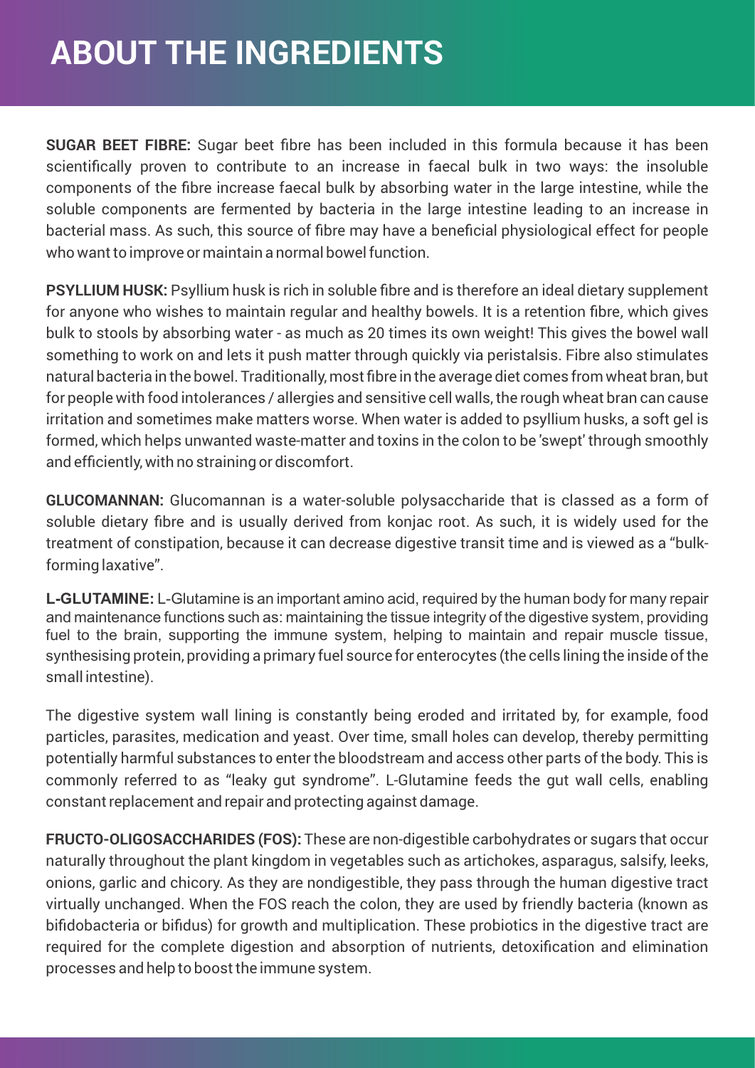# ABOUT THE INGREDIENTS

**SUGAR BEET FIBRE:** Sugar beet fibre has been included in this formula because it has been scientifically proven to contribute to an increase in faecal bulk in two ways: the insoluble components of the fibre increase faecal bulk by absorbing water in the large intestine, while the soluble components are fermented by bacteria in the large intestine leading to an increase in bacterial mass. As such, this source of fibre may have a beneficial physiological effect for people who want to improve or maintain a normal bowel function.

**PSYLLIUM HUSK:** Psyllium husk is rich in soluble fibre and is therefore an ideal dietary supplement for anyone who wishes to maintain regular and healthy bowels. It is a retention fibre, which gives bulk to stools by absorbing water - as much as 20 times its own weight! This gives the bowel wall something to work on and lets it push matter through quickly via peristalsis. Fibre also stimulates natural bacteria in the bowel. Traditionally, most fibre in the average diet comes from wheat bran, but for people with food intolerances / allergies and sensitive cell walls, the rough wheat bran can cause irritation and sometimes make matters worse. When water is added to psyllium husks, a soft gel is formed, which helps unwanted waste-matter and toxins in the colon to be 'swept' through smoothly and efficiently, with no straining or discomfort.

**GLUCOMANNAN:** Glucomannan is a water-soluble polysaccharide that is classed as a form of soluble dietary fibre and is usually derived from konjac root. As such, it is widely used for the treatment of constipation, because it can decrease digestive transit time and is viewed as a "bulk-forming laxative".

**L-GLUTAMINE:** L-Glutamine is an important amino acid, required by the human body for many repair and maintenance functions such as: maintaining the tissue integrity of the digestive system, providing fuel to the brain, supporting the immune system, helping to maintain and repair muscle tissue, synthesising protein, providing a primary fuel source for enterocytes (the cells lining the inside of the small intestine).

The digestive system wall lining is constantly being eroded and irritated by, for example, food particles, parasites, medication and yeast. Over time, small holes can develop, thereby permitting potentially harmful substances to enter the bloodstream and access other parts of the body. This is commonly referred to as "leaky gut syndrome". L-Glutamine feeds the gut wall cells, enabling constant replacement and repair and protecting against damage.

**FRUCTO-OLIGOSACCHARIDES (FOS):** These are non-digestible carbohydrates or sugars that occur naturally throughout the plant kingdom in vegetables such as artichokes, asparagus, salsify, leeks, onions, garlic and chicory. As they are nondigestible, they pass through the human digestive tract virtually unchanged. When the FOS reach the colon, they are used by friendly bacteria (known as bifidobacteria or bifidus) for growth and multiplication. These probiotics in the digestive tract are required for the complete digestion and absorption of nutrients, detoxification and elimination processes and help to boost the immune system.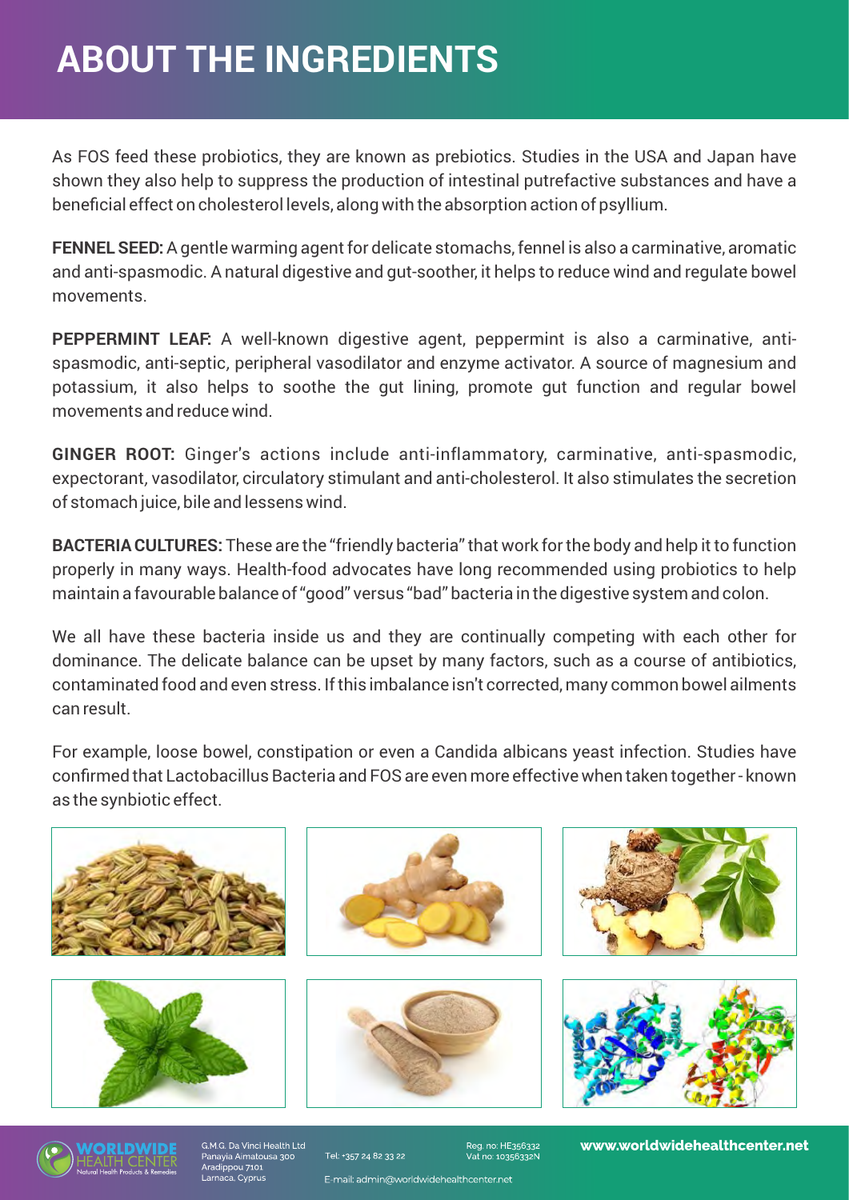# ABOUT THE INGREDIENTS

As FOS feed these probiotics, they are known as prebiotics. Studies in the USA and Japan have shown they also help to suppress the production of intestinal putrefactive substances and have a beneficial effect on cholesterol levels, along with the absorption action of psyllium.

**FENNEL SEED:** A gentle warming agent for delicate stomachs, fennel is also a carminative, aromatic and anti-spasmodic. A natural digestive and gut-soother, it helps to reduce wind and regulate bowel movements.

**PEPPERMINT LEAF:** A well-known digestive agent, peppermint is also a carminative, anti-spasmodic, anti-septic, peripheral vasodilator and enzyme activator. A source of magnesium and potassium, it also helps to soothe the gut lining, promote gut function and regular bowel movements and reduce wind.

**GINGER ROOT:** Ginger's actions include anti-inflammatory, carminative, anti-spasmodic, expectorant, vasodilator, circulatory stimulant and anti-cholesterol. It also stimulates the secretion of stomach juice, bile and lessens wind.

**BACTERIA CULTURES:** These are the "friendly bacteria" that work for the body and help it to function properly in many ways. Health-food advocates have long recommended using probiotics to help maintain a favourable balance of "good" versus "bad" bacteria in the digestive system and colon.

We all have these bacteria inside us and they are continually competing with each other for dominance. The delicate balance can be upset by many factors, such as a course of antibiotics, contaminated food and even stress. If this imbalance isn't corrected, many common bowel ailments can result.

For example, loose bowel, constipation or even a Candida albicans yeast infection. Studies have confirmed that Lactobacillus Bacteria and FOS are even more effective when taken together - known as the synbiotic effect.